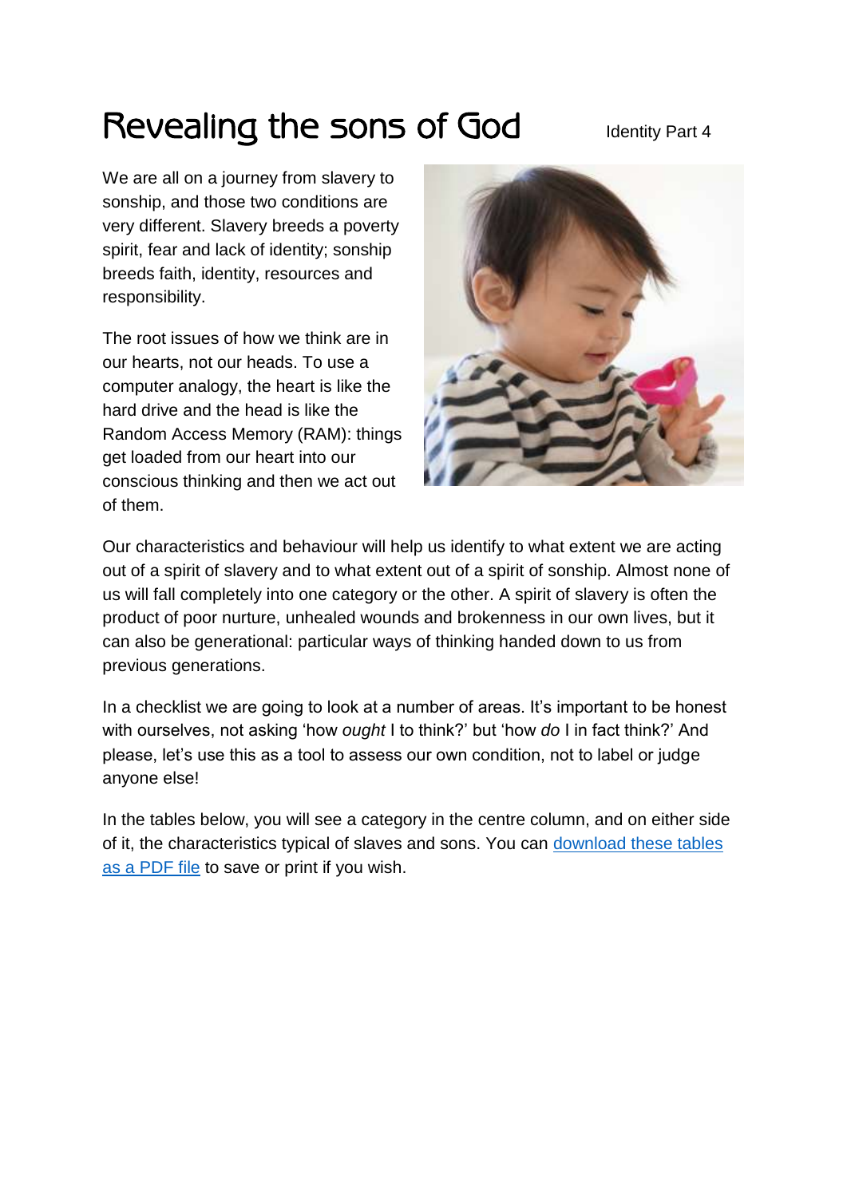# Revealing the sons of God

Identity Part 4

We are all on a journey from slavery to sonship, and those two conditions are very different. Slavery breeds a poverty spirit, fear and lack of identity; sonship breeds faith, identity, resources and responsibility.

The root issues of how we think are in our hearts, not our heads. To use a computer analogy, the heart is like the hard drive and the head is like the Random Access Memory (RAM): things get loaded from our heart into our conscious thinking and then we act out of them.

Our characteristics and behaviour will help us identify to what extent we are acting out of a spirit of slavery and to what extent out of a spirit of sonship. Almost none of us will fall completely into one category or the other. A spirit of slavery is often the product of poor nurture, unhealed wounds and brokenness in our own lives, but it can also be generational: particular ways of thinking handed down to us from previous generations.

In a checklist we are going to look at a number of areas. It's important to be honest with ourselves, not asking 'how *ought* I to think?' but 'how *do* I in fact think?' And please, let's use this as a tool to assess our own condition, not to label or judge anyone else!

In the tables below, you will see a category in the centre column, and on either side of it, the characteristics typical of slaves and sons. You can download these tables as a PDF file to save or print if you wish.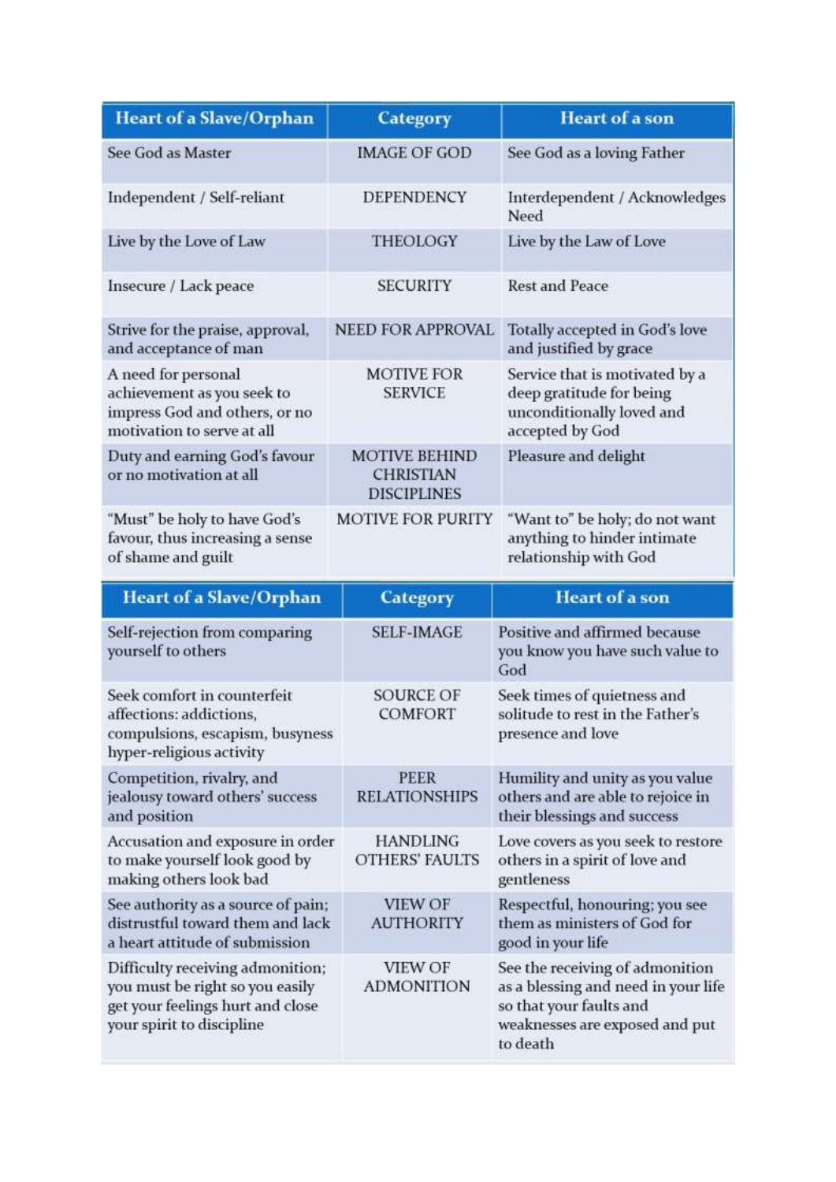| Heart of a Slave/Orphan | Category | Heart of a son |
|---|---|---|
| See God as Master | IMAGE OF GOD | See God as a loving Father |
| Independent / Self-reliant | DEPENDENCY | Interdependent / Acknowledges Need |
| Live by the Love of Law | THEOLOGY | Live by the Law of Love |
| Insecure / Lack peace | SECURITY | Rest and Peace |
| Strive for the praise, approval, and acceptance of man | NEED FOR APPROVAL | Totally accepted in God's love and justified by grace |
| A need for personal achievement as you seek to impress God and others, or no motivation to serve at all | MOTIVE FOR SERVICE | Service that is motivated by a deep gratitude for being unconditionally loved and accepted by God |
| Duty and earning God's favour or no motivation at all | MOTIVE BEHIND CHRISTIAN DISCIPLINES | Pleasure and delight |
| "Must" be holy to have God's favour, thus increasing a sense of shame and guilt | MOTIVE FOR PURITY | "Want to" be holy; do not want anything to hinder intimate relationship with God |
| Self-rejection from comparing yourself to others | SELF-IMAGE | Positive and affirmed because you know you have such value to God |
| Seek comfort in counterfeit affections: addictions, compulsions, escapism, busyness hyper-religious activity | SOURCE OF COMFORT | Seek times of quietness and solitude to rest in the Father's presence and love |
| Competition, rivalry, and jealousy toward others' success and position | PEER RELATIONSHIPS | Humility and unity as you value others and are able to rejoice in their blessings and success |
| Accusation and exposure in order to make yourself look good by making others look bad | HANDLING OTHERS' FAULTS | Love covers as you seek to restore others in a spirit of love and gentleness |
| See authority as a source of pain; distrustful toward them and lack a heart attitude of submission | VIEW OF AUTHORITY | Respectful, honouring; you see them as ministers of God for good in your life |
| Difficulty receiving admonition; you must be right so you easily get your feelings hurt and close your spirit to discipline | VIEW OF ADMONITION | See the receiving of admonition as a blessing and need in your life so that your faults and weaknesses are exposed and put to death |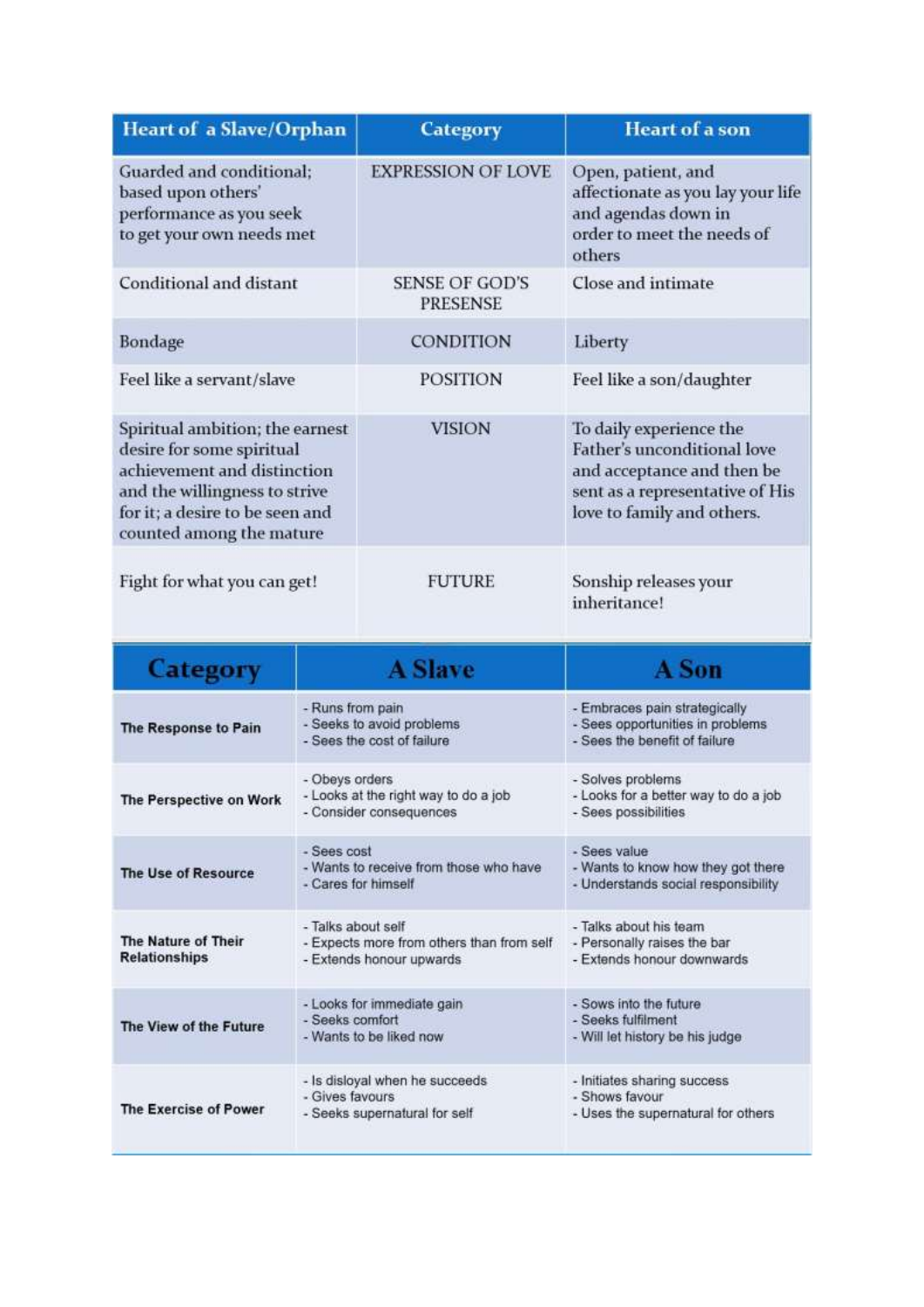| Heart of a Slave/Orphan | Category | Heart of a son |
|---|---|---|
| Guarded and conditional; based upon others' performance as you seek to get your own needs met | EXPRESSION OF LOVE | Open, patient, and affectionate as you lay your life and agendas down in order to meet the needs of others |
| Conditional and distant | SENSE OF GOD'S PRESENSE | Close and intimate |
| Bondage | CONDITION | Liberty |
| Feel like a servant/slave | POSITION | Feel like a son/daughter |
| Spiritual ambition; the earnest desire for some spiritual achievement and distinction and the willingness to strive for it; a desire to be seen and counted among the mature | VISION | To daily experience the Father's unconditional love and acceptance and then be sent as a representative of His love to family and others. |
| Fight for what you can get! | FUTURE | Sonship releases your inheritance! |

| Category | A Slave | A Son |
|---|---|---|
| **The Response to Pain** | - Runs from pain<br>- Seeks to avoid problems<br>- Sees the cost of failure | - Embraces pain strategically<br>- Sees opportunities in problems<br>- Sees the benefit of failure |
| **The Perspective on Work** | - Obeys orders<br>- Looks at the right way to do a job<br>- Consider consequences | - Solves problems<br>- Looks for a better way to do a job<br>- Sees possibilities |
| **The Use of Resource** | - Sees cost<br>- Wants to receive from those who have<br>- Cares for himself | - Sees value<br>- Wants to know how they got there<br>- Understands social responsibility |
| **The Nature of Their Relationships** | - Talks about self<br>- Expects more from others than from self<br>- Extends honour upwards | - Talks about his team<br>- Personally raises the bar<br>- Extends honour downwards |
| **The View of the Future** | - Looks for immediate gain<br>- Seeks comfort<br>- Wants to be liked now | - Sows into the future<br>- Seeks fulfilment<br>- Will let history be his judge |
| **The Exercise of Power** | - Is disloyal when he succeeds<br>- Gives favours<br>- Seeks supernatural for self | - Initiates sharing success<br>- Shows favour<br>- Uses the supernatural for others |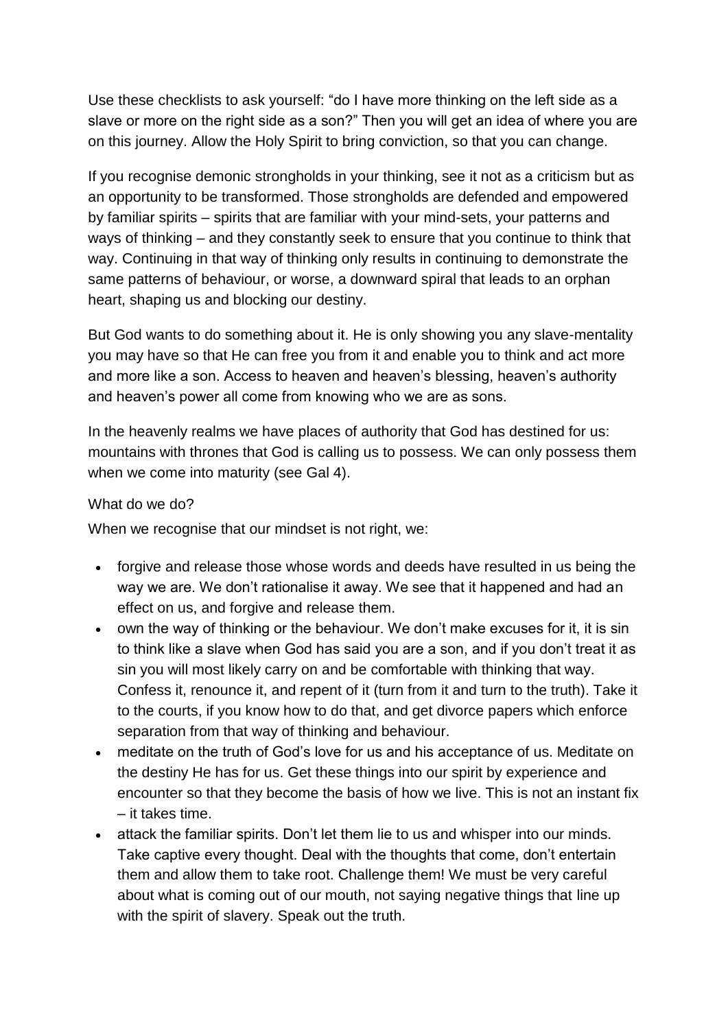Use these checklists to ask yourself: "do I have more thinking on the left side as a slave or more on the right side as a son?" Then you will get an idea of where you are on this journey. Allow the Holy Spirit to bring conviction, so that you can change.

If you recognise demonic strongholds in your thinking, see it not as a criticism but as an opportunity to be transformed. Those strongholds are defended and empowered by familiar spirits – spirits that are familiar with your mind-sets, your patterns and ways of thinking – and they constantly seek to ensure that you continue to think that way. Continuing in that way of thinking only results in continuing to demonstrate the same patterns of behaviour, or worse, a downward spiral that leads to an orphan heart, shaping us and blocking our destiny.

But God wants to do something about it. He is only showing you any slave-mentality you may have so that He can free you from it and enable you to think and act more and more like a son. Access to heaven and heaven's blessing, heaven's authority and heaven's power all come from knowing who we are as sons.

In the heavenly realms we have places of authority that God has destined for us: mountains with thrones that God is calling us to possess. We can only possess them when we come into maturity (see Gal 4).

What do we do?

When we recognise that our mindset is not right, we:

- forgive and release those whose words and deeds have resulted in us being the way we are. We don't rationalise it away. We see that it happened and had an effect on us, and forgive and release them.
- own the way of thinking or the behaviour. We don't make excuses for it, it is sin to think like a slave when God has said you are a son, and if you don't treat it as sin you will most likely carry on and be comfortable with thinking that way. Confess it, renounce it, and repent of it (turn from it and turn to the truth). Take it to the courts, if you know how to do that, and get divorce papers which enforce separation from that way of thinking and behaviour.
- meditate on the truth of God's love for us and his acceptance of us. Meditate on the destiny He has for us. Get these things into our spirit by experience and encounter so that they become the basis of how we live. This is not an instant fix – it takes time.
- attack the familiar spirits. Don't let them lie to us and whisper into our minds. Take captive every thought. Deal with the thoughts that come, don't entertain them and allow them to take root. Challenge them! We must be very careful about what is coming out of our mouth, not saying negative things that line up with the spirit of slavery. Speak out the truth.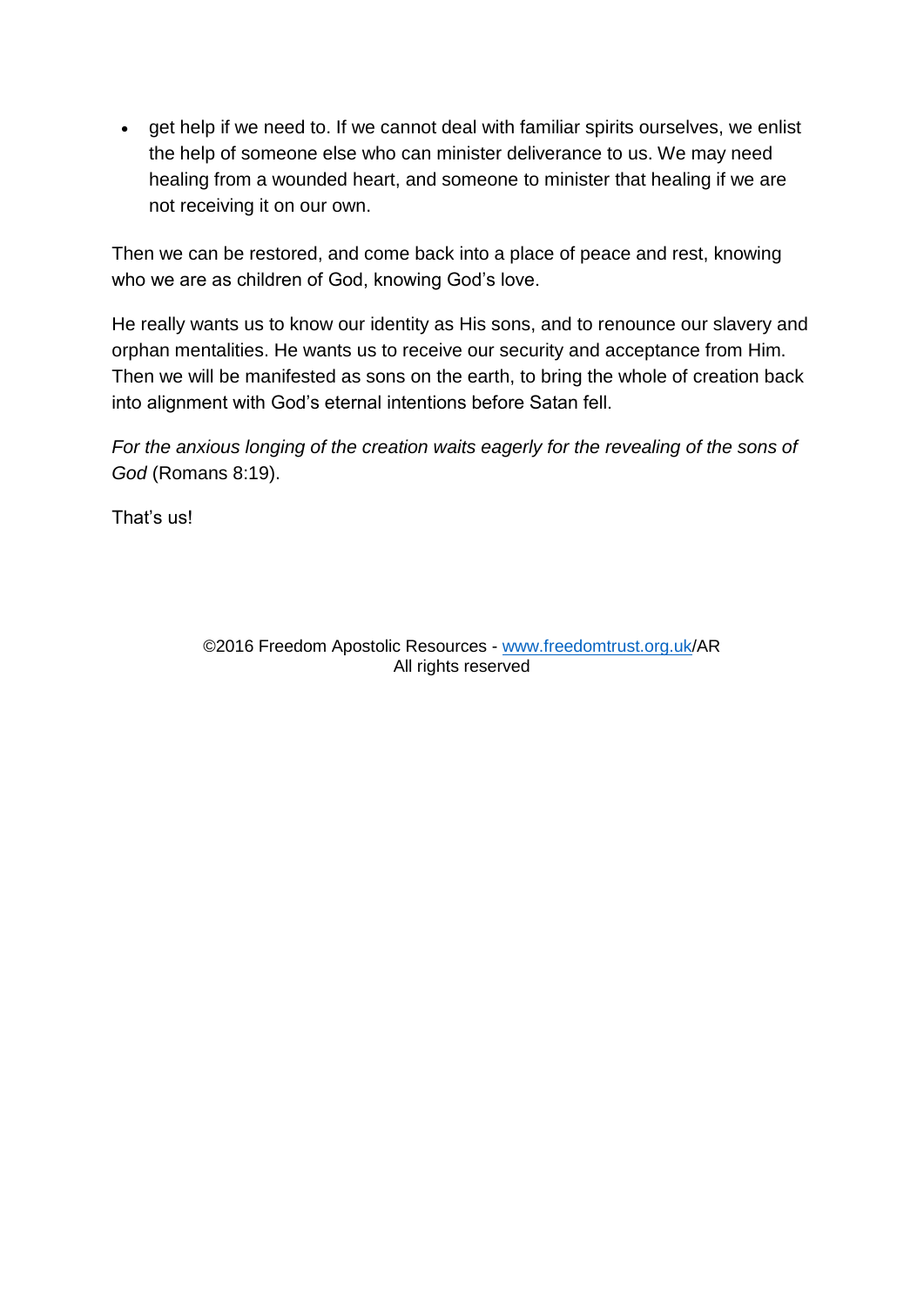- get help if we need to. If we cannot deal with familiar spirits ourselves, we enlist the help of someone else who can minister deliverance to us. We may need healing from a wounded heart, and someone to minister that healing if we are not receiving it on our own.

Then we can be restored, and come back into a place of peace and rest, knowing who we are as children of God, knowing God's love.

He really wants us to know our identity as His sons, and to renounce our slavery and orphan mentalities. He wants us to receive our security and acceptance from Him. Then we will be manifested as sons on the earth, to bring the whole of creation back into alignment with God's eternal intentions before Satan fell.

*For the anxious longing of the creation waits eagerly for the revealing of the sons of God* (Romans 8:19).

That's us!

©2016 Freedom Apostolic Resources - [www.freedomtrust.org.uk](http://www.freedomtrust.org.uk)/AR
All rights reserved